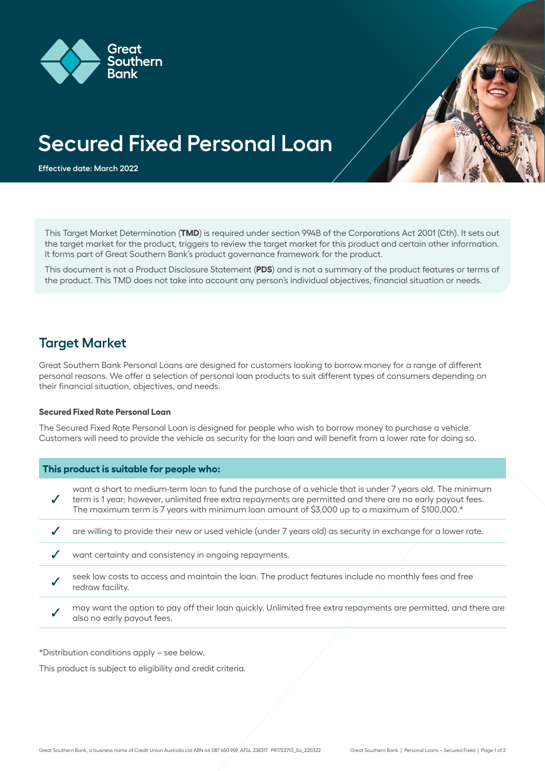Great Southern Bank

# Secured Fixed Personal Loan

**Effective date: March 2022**

This Target Market Determination (**TMD**) is required under section 994B of the Corporations Act 2001 (Cth). It sets out the target market for the product, triggers to review the target market for this product and certain other information. It forms part of Great Southern Bank's product governance framework for the product.

This document is not a Product Disclosure Statement (**PDS**) and is not a summary of the product features or terms of the product. This TMD does not take into account any person's individual objectives, financial situation or needs.

## Target Market

Great Southern Bank Personal Loans are designed for customers looking to borrow money for a range of different personal reasons. We offer a selection of personal loan products to suit different types of consumers depending on their financial situation, objectives, and needs.

### Secured Fixed Rate Personal Loan

The Secured Fixed Rate Personal Loan is designed for people who wish to borrow money to purchase a vehicle. Customers will need to provide the vehicle as security for the loan and will benefit from a lower rate for doing so.

| This product is suitable for people who: | |
|---|---|
| ✓ | want a short to medium-term loan to fund the purchase of a vehicle that is under 7 years old. The minimum term is 1 year; however, unlimited free extra repayments are permitted and there are no early payout fees. The maximum term is 7 years with minimum loan amount of $3,000 up to a maximum of $100,000.* |
| ✓ | are willing to provide their new or used vehicle (under 7 years old) as security in exchange for a lower rate. |
| ✓ | want certainty and consistency in ongoing repayments. |
| ✓ | seek low costs to access and maintain the loan. The product features include no monthly fees and free redraw facility. |
| ✓ | may want the option to pay off their loan quickly. Unlimited free extra repayments are permitted, and there are also no early payout fees. |

*Distribution conditions apply – see below.

This product is subject to eligibility and credit criteria.

Great Southern Bank, a business name of Credit Union Australia Ltd ABN 44 087 650 959, AFSL 238317. PR1722713_5a_220322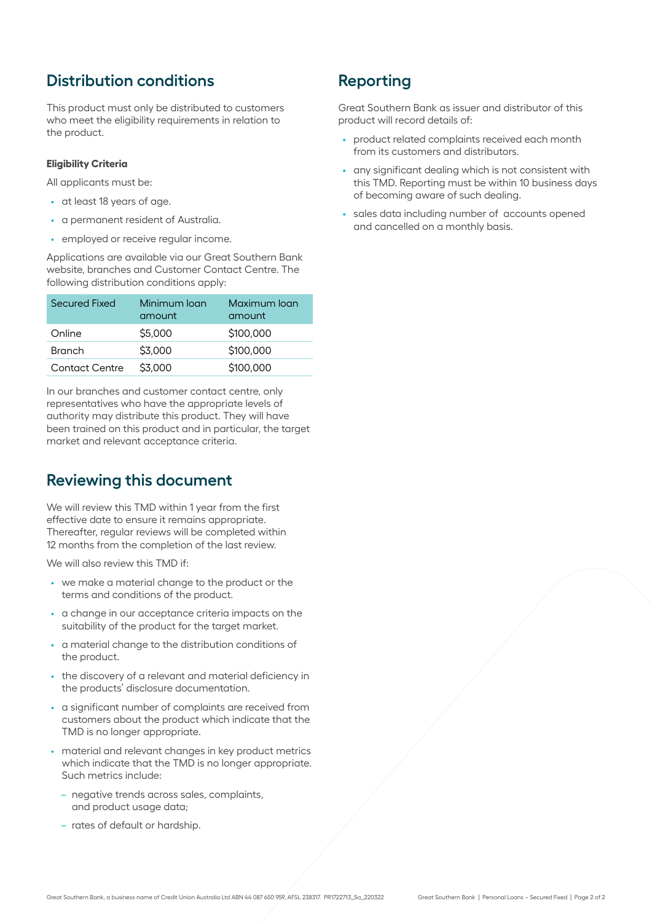## Distribution conditions

This product must only be distributed to customers who meet the eligibility requirements in relation to the product.

**Eligibility Criteria**

All applicants must be:

- at least 18 years of age.
- a permanent resident of Australia.
- employed or receive regular income.

Applications are available via our Great Southern Bank website, branches and Customer Contact Centre. The following distribution conditions apply:

| Secured Fixed | Minimum loan amount | Maximum loan amount |
|---|---|---|
| Online | $5,000 | $100,000 |
| Branch | $3,000 | $100,000 |
| Contact Centre | $3,000 | $100,000 |

In our branches and customer contact centre, only representatives who have the appropriate levels of authority may distribute this product. They will have been trained on this product and in particular, the target market and relevant acceptance criteria.

## Reviewing this document

We will review this TMD within 1 year from the first effective date to ensure it remains appropriate. Thereafter, regular reviews will be completed within 12 months from the completion of the last review.

We will also review this TMD if:

- we make a material change to the product or the terms and conditions of the product.
- a change in our acceptance criteria impacts on the suitability of the product for the target market.
- a material change to the distribution conditions of the product.
- the discovery of a relevant and material deficiency in the products' disclosure documentation.
- a significant number of complaints are received from customers about the product which indicate that the TMD is no longer appropriate.
- material and relevant changes in key product metrics which indicate that the TMD is no longer appropriate. Such metrics include:
  - negative trends across sales, complaints, and product usage data;
  - rates of default or hardship.

## Reporting

Great Southern Bank as issuer and distributor of this product will record details of:

- product related complaints received each month from its customers and distributors.
- any significant dealing which is not consistent with this TMD. Reporting must be within 10 business days of becoming aware of such dealing.
- sales data including number of accounts opened and cancelled on a monthly basis.

Great Southern Bank, a business name of Credit Union Australia Ltd ABN 44 087 650 959, AFSL 238317. PR1722713_5a_220322